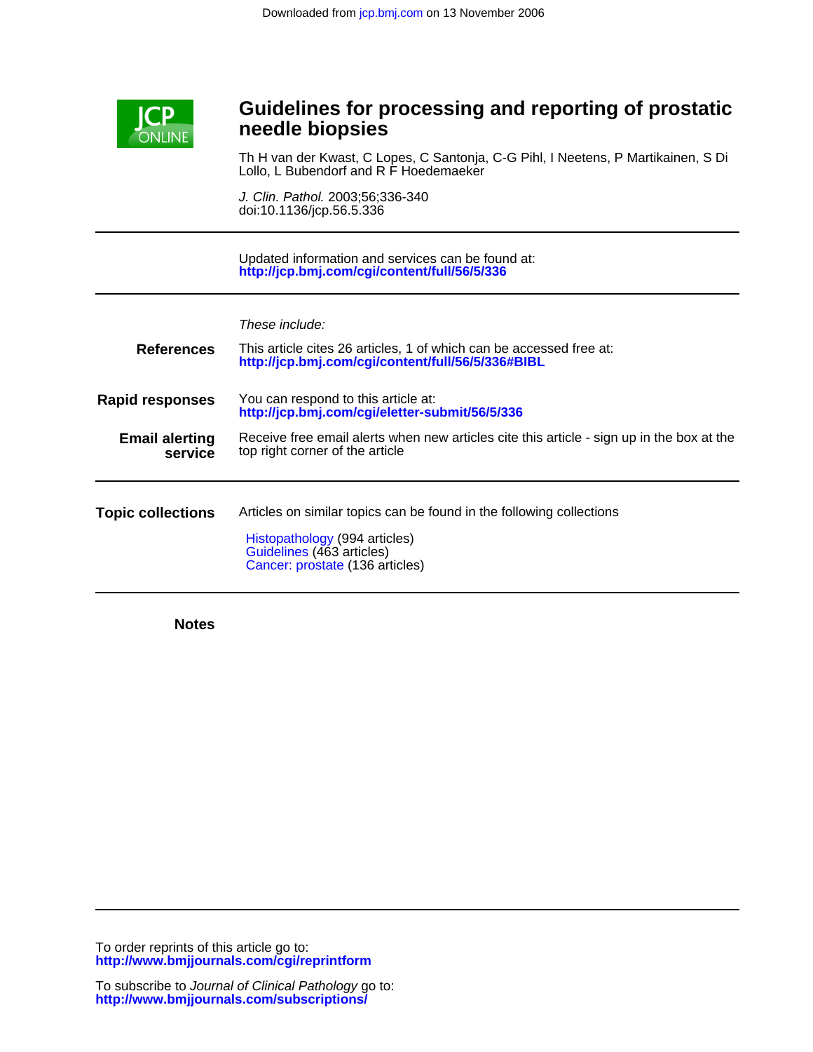Downloaded from jcp.bmj.com on 13 November 2006

JCP ONLINE

# Guidelines for processing and reporting of prostatic needle biopsies

Th H van der Kwast, C Lopes, C Santonja, C-G Pihl, I Neetens, P Martikainen, S Di Lollo, L Bubendorf and R F Hoedemaeker

*J. Clin. Pathol.* 2003;56;336-340
doi:10.1136/jcp.56.5.336

Updated information and services can be found at:
**http://jcp.bmj.com/cgi/content/full/56/5/336**

*These include:*

**References**
This article cites 26 articles, 1 of which can be accessed free at:
**http://jcp.bmj.com/cgi/content/full/56/5/336#BIBL**

**Rapid responses**
You can respond to this article at:
**http://jcp.bmj.com/cgi/eletter-submit/56/5/336**

**Email alerting service**
Receive free email alerts when new articles cite this article - sign up in the box at the top right corner of the article

**Topic collections**
Articles on similar topics can be found in the following collections

Histopathology (994 articles)
Guidelines (463 articles)
Cancer: prostate (136 articles)

**Notes**

To order reprints of this article go to:
**http://www.bmjjournals.com/cgi/reprintform**

To subscribe to *Journal of Clinical Pathology* go to:
**http://www.bmjjournals.com/subscriptions/**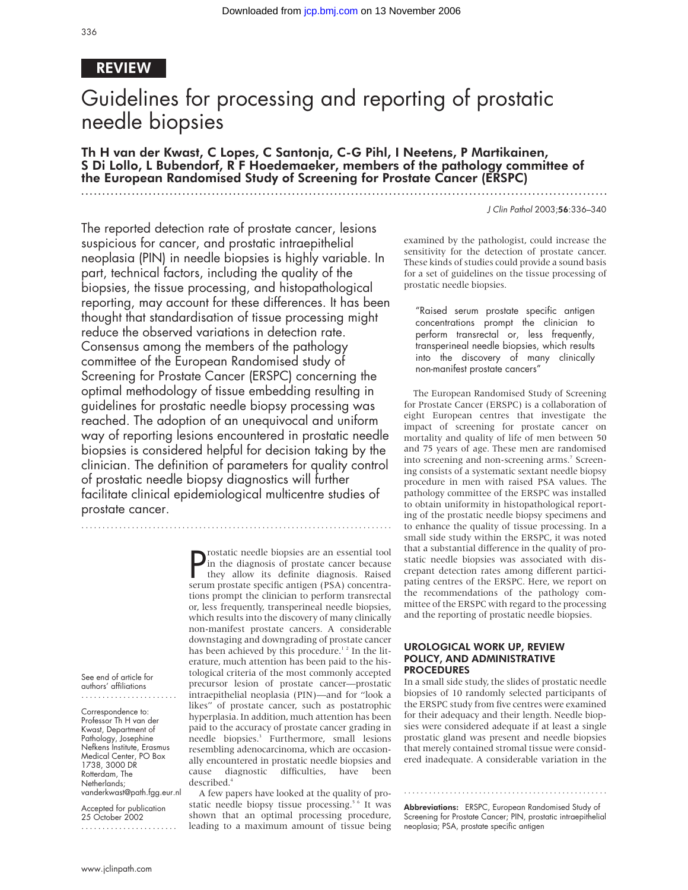# Guidelines for processing and reporting of prostatic needle biopsies

**Th H van der Kwast, C Lopes, C Santonja, C-G Pihl, I Neetens, P Martikainen, S Di Lollo, L Bubendorf, R F Hoedemaeker, members of the pathology committee of the European Randomised Study of Screening for Prostate Cancer (ERSPC)**

The reported detection rate of prostate cancer, lesions suspicious for cancer, and prostatic intraepithelial neoplasia (PIN) in needle biopsies is highly variable. In part, technical factors, including the quality of the biopsies, the tissue processing, and histopathological reporting, may account for these differences. It has been thought that standardisation of tissue processing might reduce the observed variations in detection rate. Consensus among the members of the pathology committee of the European Randomised study of Screening for Prostate Cancer (ERSPC) concerning the optimal methodology of tissue embedding resulting in guidelines for prostatic needle biopsy processing was reached. The adoption of an unequivocal and uniform way of reporting lesions encountered in prostatic needle biopsies is considered helpful for decision taking by the clinician. The definition of parameters for quality control of prostatic needle biopsy diagnostics will further facilitate clinical epidemiological multicentre studies of prostate cancer.

See end of article for authors' affiliations

Correspondence to: Professor Th H van der Kwast, Department of Pathology, Josephine Nefkens Institute, Erasmus Medical Center, PO Box 1738, 3000 DR Rotterdam, The Netherlands; vanderkwast@path.fgg.eur.nl

Accepted for publication 25 October 2002

Prostatic needle biopsies are an essential tool in the diagnosis of prostate cancer because they allow its definite diagnosis. Raised serum prostate specific antigen (PSA) concentrations prompt the clinician to perform transrectal or, less frequently, transperineal needle biopsies, which results into the discovery of many clinically non-manifest prostate cancers. A considerable downstaging and downgrading of prostate cancer has been achieved by this procedure.[1 2] In the literature, much attention has been paid to the histological criteria of the most commonly accepted precursor lesion of prostate cancer—prostatic intraepithelial neoplasia (PIN)—and for "look a likes" of prostate cancer, such as postatrophic hyperplasia. In addition, much attention has been paid to the accuracy of prostate cancer grading in needle biopsies.[3] Furthermore, small lesions resembling adenocarcinoma, which are occasionally encountered in prostatic needle biopsies and cause diagnostic difficulties, have been described.[4]

A few papers have looked at the quality of prostatic needle biopsy tissue processing.[5 6] It was shown that an optimal processing procedure, leading to a maximum amount of tissue being examined by the pathologist, could increase the sensitivity for the detection of prostate cancer. These kinds of studies could provide a sound basis for a set of guidelines on the tissue processing of prostatic needle biopsies.

> "Raised serum prostate specific antigen concentrations prompt the clinician to perform transrectal or, less frequently, transperineal needle biopsies, which results into the discovery of many clinically non-manifest prostate cancers"

The European Randomised Study of Screening for Prostate Cancer (ERSPC) is a collaboration of eight European centres that investigate the impact of screening for prostate cancer on mortality and quality of life of men between 50 and 75 years of age. These men are randomised into screening and non-screening arms.[7] Screening consists of a systematic sextant needle biopsy procedure in men with raised PSA values. The pathology committee of the ERSPC was installed to obtain uniformity in histopathological reporting of the prostatic needle biopsy specimens and to enhance the quality of tissue processing. In a small side study within the ERSPC, it was noted that a substantial difference in the quality of prostatic needle biopsies was associated with discrepant detection rates among different participating centres of the ERSPC. Here, we report on the recommendations of the pathology committee of the ERSPC with regard to the processing and the reporting of prostatic needle biopsies.

## UROLOGICAL WORK UP, REVIEW POLICY, AND ADMINISTRATIVE PROCEDURES

In a small side study, the slides of prostatic needle biopsies of 10 randomly selected participants of the ERSPC study from five centres were examined for their adequacy and their length. Needle biopsies were considered adequate if at least a single prostatic gland was present and needle biopsies that merely contained stromal tissue were considered inadequate. A considerable variation in the

**Abbreviations:** ERSPC, European Randomised Study of Screening for Prostate Cancer; PIN, prostatic intraepithelial neoplasia; PSA, prostate specific antigen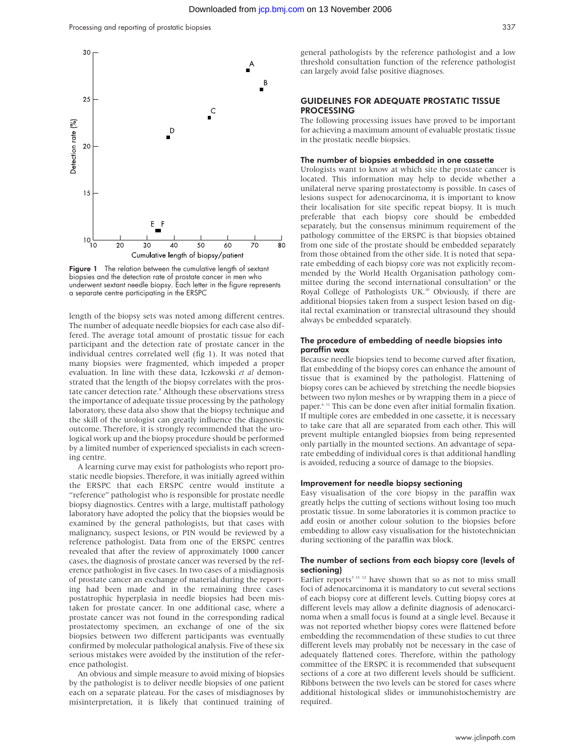Figure 1 The relation between the cumulative length of sextant biopsies and the detection rate of prostate cancer in men who underwent sextant needle biopsy. Each letter in the figure represents a separate centre participating in the ERSPC

length of the biopsy sets was noted among different centres. The number of adequate needle biopsies for each case also differed. The average total amount of prostatic tissue for each participant and the detection rate of prostate cancer in the individual centres correlated well (fig 1). It was noted that many biopsies were fragmented, which impeded a proper evaluation. In line with these data, Iczkowski *et al* demonstrated that the length of the biopsy correlates with the prostate cancer detection rate.[8] Although these observations stress the importance of adequate tissue processing by the pathology laboratory, these data also show that the biopsy technique and the skill of the urologist can greatly influence the diagnostic outcome. Therefore, it is strongly recommended that the urological work up and the biopsy procedure should be performed by a limited number of experienced specialists in each screening centre.

A learning curve may exist for pathologists who report prostatic needle biopsies. Therefore, it was initially agreed within the ERSPC that each ERSPC centre would institute a "reference" pathologist who is responsible for prostate needle biopsy diagnostics. Centres with a large, multistaff pathology laboratory have adopted the policy that the biopsies would be examined by the general pathologists, but that cases with malignancy, suspect lesions, or PIN would be reviewed by a reference pathologist. Data from one of the ERSPC centres revealed that after the review of approximately 1000 cancer cases, the diagnosis of prostate cancer was reversed by the reference pathologist in five cases. In two cases of a misdiagnosis of prostate cancer an exchange of material during the reporting had been made and in the remaining three cases postatrophic hyperplasia in needle biopsies had been mistaken for prostate cancer. In one additional case, where a prostate cancer was not found in the corresponding radical prostatectomy specimen, an exchange of one of the six biopsies between two different participants was eventually confirmed by molecular pathological analysis. Five of these six serious mistakes were avoided by the institution of the reference pathologist.

An obvious and simple measure to avoid mixing of biopsies by the pathologist is to deliver needle biopsies of one patient each on a separate plateau. For the cases of misdiagnoses by misinterpretation, it is likely that continued training of general pathologists by the reference pathologist and a low threshold consultation function of the reference pathologist can largely avoid false positive diagnoses.

## GUIDELINES FOR ADEQUATE PROSTATIC TISSUE PROCESSING

The following processing issues have proved to be important for achieving a maximum amount of evaluable prostatic tissue in the prostatic needle biopsies.

### The number of biopsies embedded in one cassette

Urologists want to know at which site the prostate cancer is located. This information may help to decide whether a unilateral nerve sparing prostatectomy is possible. In cases of lesions suspect for adenocarcinoma, it is important to know their localisation for site specific repeat biopsy. It is much preferable that each biopsy core should be embedded separately, but the consensus minimum requirement of the pathology committee of the ERSPC is that biopsies obtained from one side of the prostate should be embedded separately from those obtained from the other side. It is noted that separate embedding of each biopsy core was not explicitly recommended by the World Health Organisation pathology committee during the second international consultation[9] or the Royal College of Pathologists UK.[10] Obviously, if there are additional biopsies taken from a suspect lesion based on digital rectal examination or transrectal ultrasound they should always be embedded separately.

### The procedure of embedding of needle biopsies into paraffin wax

Because needle biopsies tend to become curved after fixation, flat embedding of the biopsy cores can enhance the amount of tissue that is examined by the pathologist. Flattening of biopsy cores can be achieved by stretching the needle biopsies between two nylon meshes or by wrapping them in a piece of paper.[6,11] This can be done even after initial formalin fixation. If multiple cores are embedded in one cassette, it is necessary to take care that all are separated from each other. This will prevent multiple entangled biopsies from being represented only partially in the mounted sections. An advantage of separate embedding of individual cores is that additional handling is avoided, reducing a source of damage to the biopsies.

### Improvement for needle biopsy sectioning

Easy visualisation of the core biopsy in the paraffin wax greatly helps the cutting of sections without losing too much prostatic tissue. In some laboratories it is common practice to add eosin or another colour solution to the biopsies before embedding to allow easy visualisation for the histotechnician during sectioning of the paraffin wax block.

### The number of sections from each biopsy core (levels of sectioning)

Earlier reports[5,11,12] have shown that so as not to miss small foci of adenocarcinoma it is mandatory to cut several sections of each biopsy core at different levels. Cutting biopsy cores at different levels may allow a definite diagnosis of adenocarcinoma when a small focus is found at a single level. Because it was not reported whether biopsy cores were flattened before embedding the recommendation of these studies to cut three different levels may probably not be necessary in the case of adequately flattened cores. Therefore, within the pathology committee of the ERSPC it is recommended that subsequent sections of a core at two different levels should be sufficient. Ribbons between the two levels can be stored for cases where additional histological slides or immunohistochemistry are required.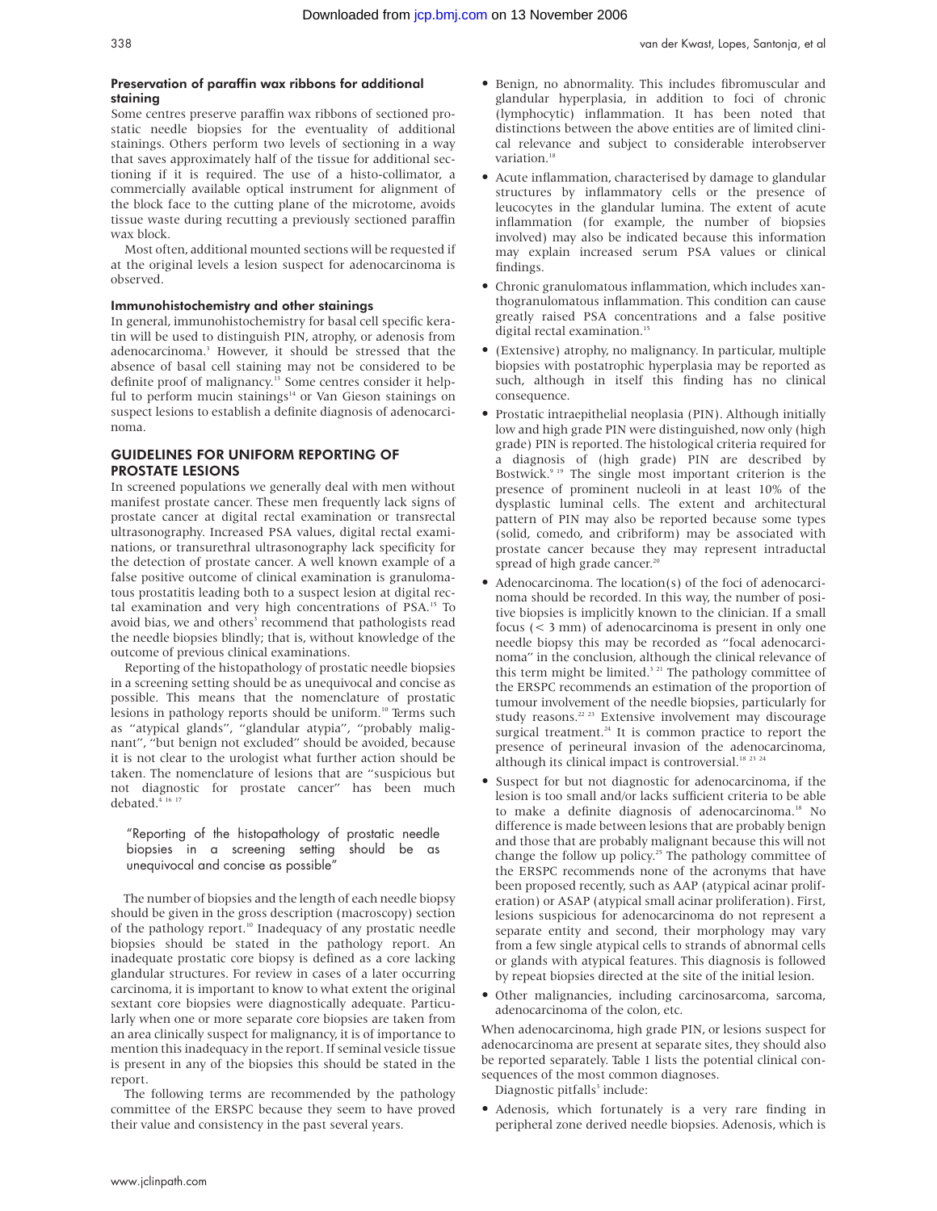### Preservation of paraffin wax ribbons for additional staining

Some centres preserve paraffin wax ribbons of sectioned prostatic needle biopsies for the eventuality of additional stainings. Others perform two levels of sectioning in a way that saves approximately half of the tissue for additional sectioning if it is required. The use of a histo-collimator, a commercially available optical instrument for alignment of the block face to the cutting plane of the microtome, avoids tissue waste during recutting a previously sectioned paraffin wax block.

Most often, additional mounted sections will be requested if at the original levels a lesion suspect for adenocarcinoma is observed.

### Immunohistochemistry and other stainings

In general, immunohistochemistry for basal cell specific keratin will be used to distinguish PIN, atrophy, or adenosis from adenocarcinoma.[3] However, it should be stressed that the absence of basal cell staining may not be considered to be definite proof of malignancy.[13] Some centres consider it helpful to perform mucin stainings[14] or Van Gieson stainings on suspect lesions to establish a definite diagnosis of adenocarcinoma.

## GUIDELINES FOR UNIFORM REPORTING OF PROSTATE LESIONS

In screened populations we generally deal with men without manifest prostate cancer. These men frequently lack signs of prostate cancer at digital rectal examination or transrectal ultrasonography. Increased PSA values, digital rectal examinations, or transurethral ultrasonography lack specificity for the detection of prostate cancer. A well known example of a false positive outcome of clinical examination is granulomatous prostatitis leading both to a suspect lesion at digital rectal examination and very high concentrations of PSA.[15] To avoid bias, we and others[3] recommend that pathologists read the needle biopsies blindly; that is, without knowledge of the outcome of previous clinical examinations.

Reporting of the histopathology of prostatic needle biopsies in a screening setting should be as unequivocal and concise as possible. This means that the nomenclature of prostatic lesions in pathology reports should be uniform.[10] Terms such as "atypical glands", "glandular atypia", "probably malignant", "but benign not excluded" should be avoided, because it is not clear to the urologist what further action should be taken. The nomenclature of lesions that are "suspicious but not diagnostic for prostate cancer" has been much debated.[4 16 17]

> "Reporting of the histopathology of prostatic needle biopsies in a screening setting should be as unequivocal and concise as possible"

The number of biopsies and the length of each needle biopsy should be given in the gross description (macroscopy) section of the pathology report.[10] Inadequacy of any prostatic needle biopsies should be stated in the pathology report. An inadequate prostatic core biopsy is defined as a core lacking glandular structures. For review in cases of a later occurring carcinoma, it is important to know to what extent the original sextant core biopsies were diagnostically adequate. Particularly when one or more separate core biopsies are taken from an area clinically suspect for malignancy, it is of importance to mention this inadequacy in the report. If seminal vesicle tissue is present in any of the biopsies this should be stated in the report.

The following terms are recommended by the pathology committee of the ERSPC because they seem to have proved their value and consistency in the past several years.

- Benign, no abnormality. This includes fibromuscular and glandular hyperplasia, in addition to foci of chronic (lymphocytic) inflammation. It has been noted that distinctions between the above entities are of limited clinical relevance and subject to considerable interobserver variation.[18]
- Acute inflammation, characterised by damage to glandular structures by inflammatory cells or the presence of leucocytes in the glandular lumina. The extent of acute inflammation (for example, the number of biopsies involved) may also be indicated because this information may explain increased serum PSA values or clinical findings.
- Chronic granulomatous inflammation, which includes xanthogranulomatous inflammation. This condition can cause greatly raised PSA concentrations and a false positive digital rectal examination.[15]
- (Extensive) atrophy, no malignancy. In particular, multiple biopsies with postatrophic hyperplasia may be reported as such, although in itself this finding has no clinical consequence.
- Prostatic intraepithelial neoplasia (PIN). Although initially low and high grade PIN were distinguished, now only (high grade) PIN is reported. The histological criteria required for a diagnosis of (high grade) PIN are described by Bostwick.[9 19] The single most important criterion is the presence of prominent nucleoli in at least 10% of the dysplastic luminal cells. The extent and architectural pattern of PIN may also be reported because some types (solid, comedo, and cribriform) may be associated with prostate cancer because they may represent intraductal spread of high grade cancer.[20]
- Adenocarcinoma. The location(s) of the foci of adenocarcinoma should be recorded. In this way, the number of positive biopsies is implicitly known to the clinician. If a small focus (< 3 mm) of adenocarcinoma is present in only one needle biopsy this may be recorded as "focal adenocarcinoma" in the conclusion, although the clinical relevance of this term might be limited.[3 21] The pathology committee of the ERSPC recommends an estimation of the proportion of tumour involvement of the needle biopsies, particularly for study reasons.[22 23] Extensive involvement may discourage surgical treatment.[24] It is common practice to report the presence of perineural invasion of the adenocarcinoma, although its clinical impact is controversial.[18 23 24]
- Suspect for but not diagnostic for adenocarcinoma, if the lesion is too small and/or lacks sufficient criteria to be able to make a definite diagnosis of adenocarcinoma.[18] No difference is made between lesions that are probably benign and those that are probably malignant because this will not change the follow up policy.[25] The pathology committee of the ERSPC recommends none of the acronyms that have been proposed recently, such as AAP (atypical acinar proliferation) or ASAP (atypical small acinar proliferation). First, lesions suspicious for adenocarcinoma do not represent a separate entity and second, their morphology may vary from a few single atypical cells to strands of abnormal cells or glands with atypical features. This diagnosis is followed by repeat biopsies directed at the site of the initial lesion.
- Other malignancies, including carcinosarcoma, sarcoma, adenocarcinoma of the colon, etc.

When adenocarcinoma, high grade PIN, or lesions suspect for adenocarcinoma are present at separate sites, they should also be reported separately. Table 1 lists the potential clinical consequences of the most common diagnoses.

Diagnostic pitfalls[3] include:

- Adenosis, which fortunately is a very rare finding in peripheral zone derived needle biopsies. Adenosis, which is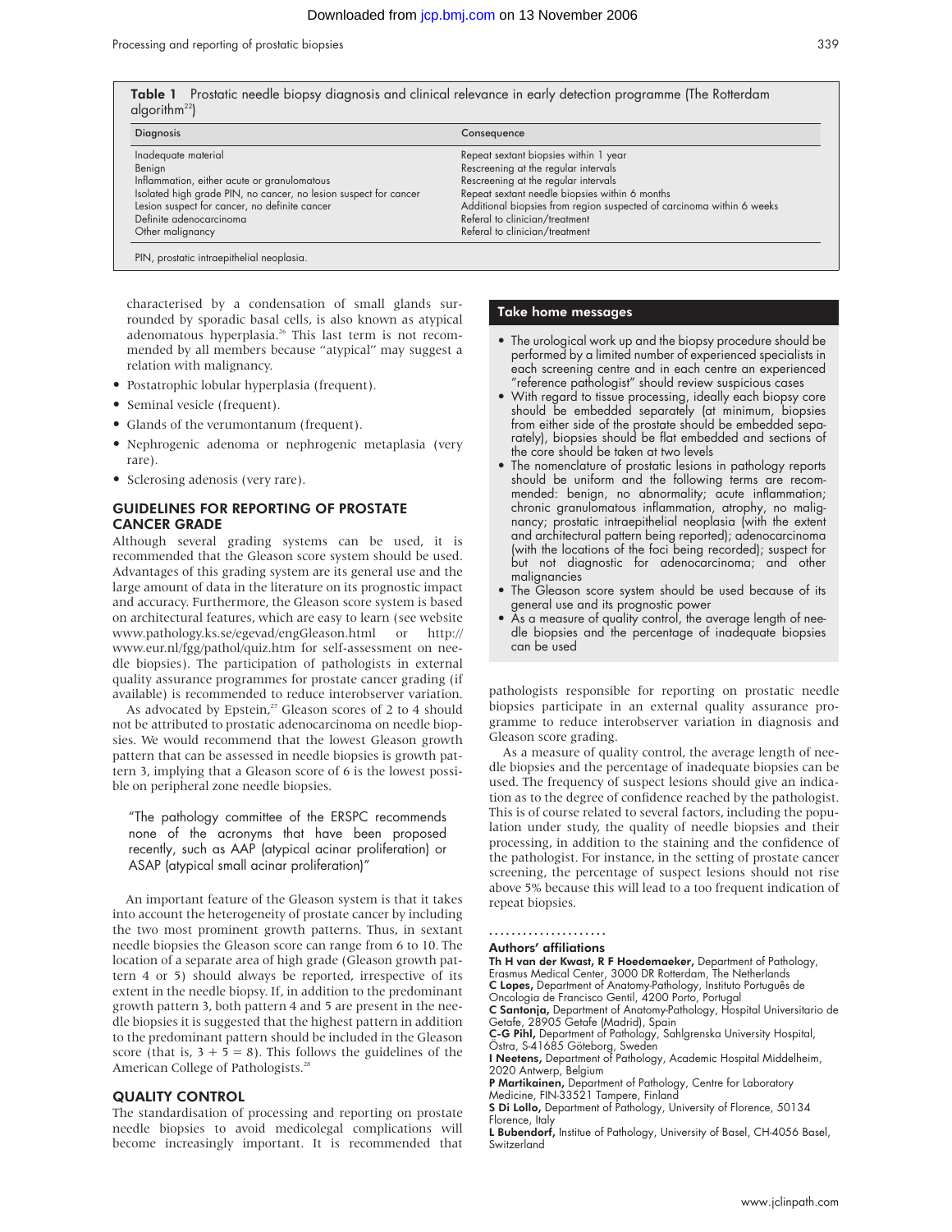**Table 1** Prostatic needle biopsy diagnosis and clinical relevance in early detection programme (The Rotterdam algorithm[22])

| Diagnosis | Consequence |
|---|---|
| Inadequate material | Repeat sextant biopsies within 1 year |
| Benign | Rescreening at the regular intervals |
| Inflammation, either acute or granulomatous | Rescreening at the regular intervals |
| Isolated high grade PIN, no cancer, no lesion suspect for cancer | Repeat sextant needle biopsies within 6 months |
| Lesion suspect for cancer, no definite cancer | Additional biopsies from region suspected of carcinoma within 6 weeks |
| Definite adenocarcinoma | Referal to clinician/treatment |
| Other malignancy | Referal to clinician/treatment |

PIN, prostatic intraepithelial neoplasia.

characterised by a condensation of small glands surrounded by sporadic basal cells, is also known as atypical adenomatous hyperplasia.[26] This last term is not recommended by all members because "atypical" may suggest a relation with malignancy.

- Postatrophic lobular hyperplasia (frequent).
- Seminal vesicle (frequent).
- Glands of the verumontanum (frequent).
- Nephrogenic adenoma or nephrogenic metaplasia (very rare).
- Sclerosing adenosis (very rare).

## GUIDELINES FOR REPORTING OF PROSTATE CANCER GRADE

Although several grading systems can be used, it is recommended that the Gleason score system should be used. Advantages of this grading system are its general use and the large amount of data in the literature on its prognostic impact and accuracy. Furthermore, the Gleason score system is based on architectural features, which are easy to learn (see website www.pathology.ks.se/egevad/engGleason.html or http://www.eur.nl/fgg/pathol/quiz.htm for self-assessment on needle biopsies). The participation of pathologists in external quality assurance programmes for prostate cancer grading (if available) is recommended to reduce interobserver variation.

As advocated by Epstein,[27] Gleason scores of 2 to 4 should not be attributed to prostatic adenocarcinoma on needle biopsies. We would recommend that the lowest Gleason growth pattern that can be assessed in needle biopsies is growth pattern 3, implying that a Gleason score of 6 is the lowest possible on peripheral zone needle biopsies.

> "The pathology committee of the ERSPC recommends none of the acronyms that have been proposed recently, such as AAP (atypical acinar proliferation) or ASAP (atypical small acinar proliferation)"

An important feature of the Gleason system is that it takes into account the heterogeneity of prostate cancer by including the two most prominent growth patterns. Thus, in sextant needle biopsies the Gleason score can range from 6 to 10. The location of a separate area of high grade (Gleason growth pattern 4 or 5) should always be reported, irrespective of its extent in the needle biopsy. If, in addition to the predominant growth pattern 3, both pattern 4 and 5 are present in the needle biopsies it is suggested that the highest pattern in addition to the predominant pattern should be included in the Gleason score (that is, $3 + 5 = 8$). This follows the guidelines of the American College of Pathologists.[28]

## QUALITY CONTROL

The standardisation of processing and reporting on prostate needle biopsies to avoid medicolegal complications will become increasingly important. It is recommended that pathologists responsible for reporting on prostatic needle biopsies participate in an external quality assurance programme to reduce interobserver variation in diagnosis and Gleason score grading.

As a measure of quality control, the average length of needle biopsies and the percentage of inadequate biopsies can be used. The frequency of suspect lesions should give an indication as to the degree of confidence reached by the pathologist. This is of course related to several factors, including the population under study, the quality of needle biopsies and their processing, in addition to the staining and the confidence of the pathologist. For instance, in the setting of prostate cancer screening, the percentage of suspect lesions should not rise above 5% because this will lead to a too frequent indication of repeat biopsies.

### Take home messages

- The urological work up and the biopsy procedure should be performed by a limited number of experienced specialists in each screening centre and in each centre an experienced "reference pathologist" should review suspicious cases
- With regard to tissue processing, ideally each biopsy core should be embedded separately (at minimum, biopsies from either side of the prostate should be embedded separately), biopsies should be flat embedded and sections of the core should be taken at two levels
- The nomenclature of prostatic lesions in pathology reports should be uniform and the following terms are recommended: benign, no abnormality; acute inflammation; chronic granulomatous inflammation, atrophy, no malignancy; prostatic intraepithelial neoplasia (with the extent and architectural pattern being reported); adenocarcinoma (with the locations of the foci being recorded); suspect for but not diagnostic for adenocarcinoma; and other malignancies
- The Gleason score system should be used because of its general use and its prognostic power
- As a measure of quality control, the average length of needle biopsies and the percentage of inadequate biopsies can be used

### Authors' affiliations

**Th H van der Kwast, R F Hoedemaeker,** Department of Pathology, Erasmus Medical Center, 3000 DR Rotterdam, The Netherlands
**C Lopes,** Department of Anatomy-Pathology, Instituto Português de Oncologia de Francisco Gentil, 4200 Porto, Portugal
**C Santonja,** Department of Anatomy-Pathology, Hospital Universitario de Getafe, 28905 Getafe (Madrid), Spain
**C-G Pihl,** Department of Pathology, Sahlgrenska University Hospital, Östra, S-41685 Göteborg, Sweden
**I Neetens,** Department of Pathology, Academic Hospital Middelheim, 2020 Antwerp, Belgium
**P Martikainen,** Department of Pathology, Centre for Laboratory Medicine, FIN-33521 Tampere, Finland
**S Di Lollo,** Department of Pathology, University of Florence, 50134 Florence, Italy
**L Bubendorf,** Institue of Pathology, University of Basel, CH-4056 Basel, Switzerland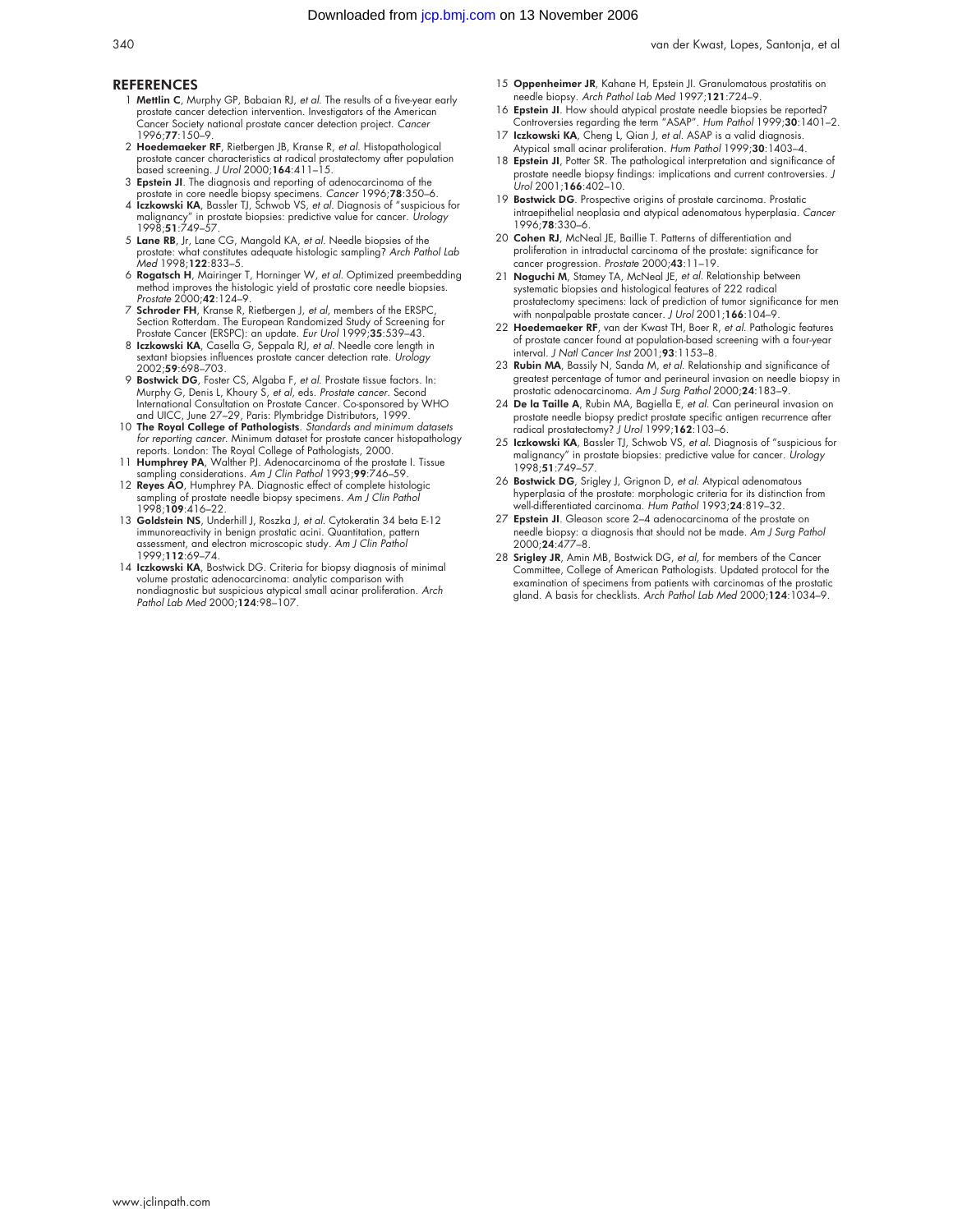## REFERENCES

1. **Mettlin C**, Murphy GP, Babaian RJ, *et al.* The results of a five-year early prostate cancer detection intervention. Investigators of the American Cancer Society national prostate cancer detection project. *Cancer* 1996;**77**:150–9.
2. **Hoedemaeker RF**, Rietbergen JB, Kranse R, *et al.* Histopathological prostate cancer characteristics at radical prostatectomy after population based screening. *J Urol* 2000;**164**:411–15.
3. **Epstein JI**. The diagnosis and reporting of adenocarcinoma of the prostate in core needle biopsy specimens. *Cancer* 1996;**78**:350–6.
4. **Iczkowski KA**, Bassler TJ, Schwob VS, *et al.* Diagnosis of "suspicious for malignancy" in prostate biopsies: predictive value for cancer. *Urology* 1998;**51**:749–57.
5. **Lane RB**, Jr, Lane CG, Mangold KA, *et al.* Needle biopsies of the prostate: what constitutes adequate histologic sampling? *Arch Pathol Lab Med* 1998;**122**:833–5.
6. **Rogatsch H**, Mairinger T, Horninger W, *et al.* Optimized preembedding method improves the histologic yield of prostatic core needle biopsies. *Prostate* 2000;**42**:124–9.
7. **Schroder FH**, Kranse R, Rietbergen J, *et al*, members of the ERSPC, Section Rotterdam. The European Randomized Study of Screening for Prostate Cancer (ERSPC): an update. *Eur Urol* 1999;**35**:539–43.
8. **Iczkowski KA**, Casella G, Seppala RJ, *et al.* Needle core length in sextant biopsies influences prostate cancer detection rate. *Urology* 2002;**59**:698–703.
9. **Bostwick DG**, Foster CS, Algaba F, *et al.* Prostate tissue factors. In: Murphy G, Denis L, Khoury S, *et al*, eds. *Prostate cancer.* Second International Consultation on Prostate Cancer. Co-sponsored by WHO and UICC, June 27–29, Paris: Plymbridge Distributors, 1999.
10. **The Royal College of Pathologists**. *Standards and minimum datasets for reporting cancer.* Minimum dataset for prostate cancer histopathology reports. London: The Royal College of Pathologists, 2000.
11. **Humphrey PA**, Walther PJ. Adenocarcinoma of the prostate I. Tissue sampling considerations. *Am J Clin Pathol* 1993;**99**:746–59.
12. **Reyes AO**, Humphrey PA. Diagnostic effect of complete histologic sampling of prostate needle biopsy specimens. *Am J Clin Pathol* 1998;**109**:416–22.
13. **Goldstein NS**, Underhill J, Roszka J, *et al.* Cytokeratin 34 beta E-12 immunoreactivity in benign prostatic acini. Quantitation, pattern assessment, and electron microscopic study. *Am J Clin Pathol* 1999;**112**:69–74.
14. **Iczkowski KA**, Bostwick DG. Criteria for biopsy diagnosis of minimal volume prostatic adenocarcinoma: analytic comparison with nondiagnostic but suspicious atypical small acinar proliferation. *Arch Pathol Lab Med* 2000;**124**:98–107.
15. **Oppenheimer JR**, Kahane H, Epstein JI. Granulomatous prostatitis on needle biopsy. *Arch Pathol Lab Med* 1997;**121**:724–9.
16. **Epstein JI**. How should atypical prostate needle biopsies be reported? Controversies regarding the term "ASAP". *Hum Pathol* 1999;**30**:1401–2.
17. **Iczkowski KA**, Cheng L, Qian J, *et al.* ASAP is a valid diagnosis. Atypical small acinar proliferation. *Hum Pathol* 1999;**30**:1403–4.
18. **Epstein JI**, Potter SR. The pathological interpretation and significance of prostate needle biopsy findings: implications and current controversies. *J Urol* 2001;**166**:402–10.
19. **Bostwick DG**. Prospective origins of prostate carcinoma. Prostatic intraepithelial neoplasia and atypical adenomatous hyperplasia. *Cancer* 1996;**78**:330–6.
20. **Cohen RJ**, McNeal JE, Baillie T. Patterns of differentiation and proliferation in intraductal carcinoma of the prostate: significance for cancer progression. *Prostate* 2000;**43**:11–19.
21. **Noguchi M**, Stamey TA, McNeal JE, *et al.* Relationship between systematic biopsies and histological features of 222 radical prostatectomy specimens: lack of prediction of tumor significance for men with nonpalpable prostate cancer. *J Urol* 2001;**166**:104–9.
22. **Hoedemaeker RF**, van der Kwast TH, Boer R, *et al.* Pathologic features of prostate cancer found at population-based screening with a four-year interval. *J Natl Cancer Inst* 2001;**93**:1153–8.
23. **Rubin MA**, Bassily N, Sanda M, *et al.* Relationship and significance of greatest percentage of tumor and perineural invasion on needle biopsy in prostatic adenocarcinoma. *Am J Surg Pathol* 2000;**24**:183–9.
24. **De la Taille A**, Rubin MA, Bagiella E, *et al.* Can perineural invasion on prostate needle biopsy predict prostate specific antigen recurrence after radical prostatectomy? *J Urol* 1999;**162**:103–6.
25. **Iczkowski KA**, Bassler TJ, Schwob VS, *et al.* Diagnosis of "suspicious for malignancy" in prostate biopsies: predictive value for cancer. *Urology* 1998;**51**:749–57.
26. **Bostwick DG**, Srigley J, Grignon D, *et al.* Atypical adenomatous hyperplasia of the prostate: morphologic criteria for its distinction from well-differentiated carcinoma. *Hum Pathol* 1993;**24**:819–32.
27. **Epstein JI**. Gleason score 2–4 adenocarcinoma of the prostate on needle biopsy: a diagnosis that should not be made. *Am J Surg Pathol* 2000;**24**:477–8.
28. **Srigley JR**, Amin MB, Bostwick DG, *et al*, for members of the Cancer Committee, College of American Pathologists. Updated protocol for the examination of specimens from patients with carcinomas of the prostatic gland. A basis for checklists. *Arch Pathol Lab Med* 2000;**124**:1034–9.